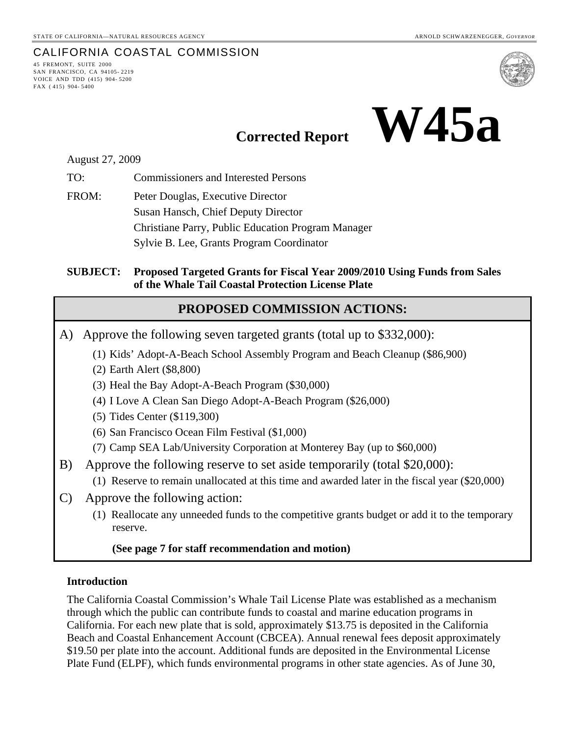STATE OF CALIFORNIA—NATURAL RESOURCES AGENCY ARNOLD SCHWARZENEGGER, *GOVERNOR*

CALIFORNIA COASTAL COMMISSION
45 FREMONT, SUITE 2000
SAN FRANCISCO, CA 94105-2219
VOICE AND TDD (415) 904-5200
FAX (415) 904-5400

**Corrected Report** **W45a**

August 27, 2009

TO: Commissioners and Interested Persons

FROM: Peter Douglas, Executive Director
Susan Hansch, Chief Deputy Director
Christiane Parry, Public Education Program Manager
Sylvie B. Lee, Grants Program Coordinator

**SUBJECT: Proposed Targeted Grants for Fiscal Year 2009/2010 Using Funds from Sales of the Whale Tail Coastal Protection License Plate**

## PROPOSED COMMISSION ACTIONS:

A) Approve the following seven targeted grants (total up to $332,000):

(1) Kids' Adopt-A-Beach School Assembly Program and Beach Cleanup ($86,900)
(2) Earth Alert ($8,800)
(3) Heal the Bay Adopt-A-Beach Program ($30,000)
(4) I Love A Clean San Diego Adopt-A-Beach Program ($26,000)
(5) Tides Center ($119,300)
(6) San Francisco Ocean Film Festival ($1,000)
(7) Camp SEA Lab/University Corporation at Monterey Bay (up to $60,000)

B) Approve the following reserve to set aside temporarily (total $20,000):

(1) Reserve to remain unallocated at this time and awarded later in the fiscal year ($20,000)

C) Approve the following action:

(1) Reallocate any unneeded funds to the competitive grants budget or add it to the temporary reserve.

**(See page 7 for staff recommendation and motion)**

### Introduction

The California Coastal Commission's Whale Tail License Plate was established as a mechanism through which the public can contribute funds to coastal and marine education programs in California. For each new plate that is sold, approximately $13.75 is deposited in the California Beach and Coastal Enhancement Account (CBCEA). Annual renewal fees deposit approximately $19.50 per plate into the account. Additional funds are deposited in the Environmental License Plate Fund (ELPF), which funds environmental programs in other state agencies. As of June 30,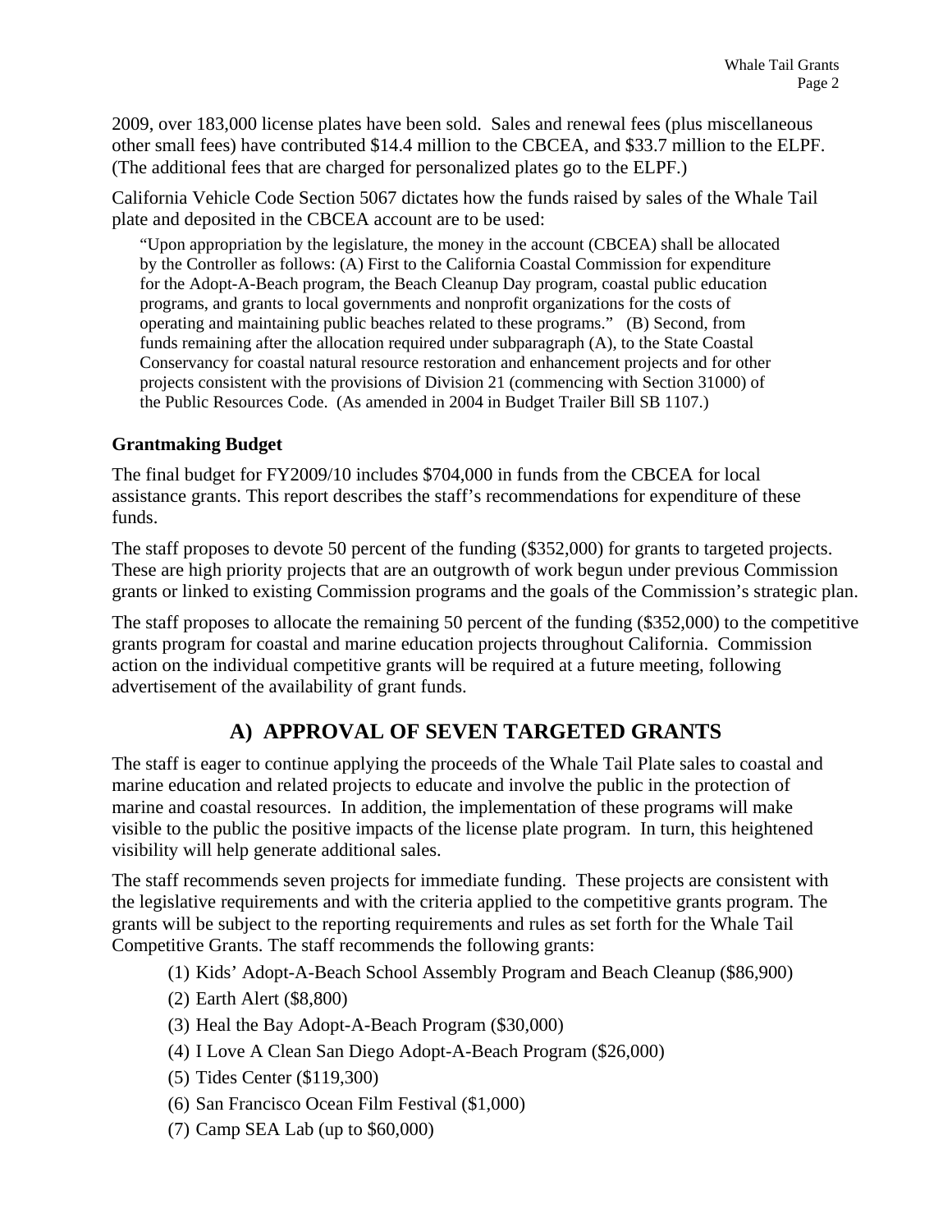2009, over 183,000 license plates have been sold. Sales and renewal fees (plus miscellaneous other small fees) have contributed $14.4 million to the CBCEA, and $33.7 million to the ELPF. (The additional fees that are charged for personalized plates go to the ELPF.)

California Vehicle Code Section 5067 dictates how the funds raised by sales of the Whale Tail plate and deposited in the CBCEA account are to be used:

> "Upon appropriation by the legislature, the money in the account (CBCEA) shall be allocated by the Controller as follows: (A) First to the California Coastal Commission for expenditure for the Adopt-A-Beach program, the Beach Cleanup Day program, coastal public education programs, and grants to local governments and nonprofit organizations for the costs of operating and maintaining public beaches related to these programs." (B) Second, from funds remaining after the allocation required under subparagraph (A), to the State Coastal Conservancy for coastal natural resource restoration and enhancement projects and for other projects consistent with the provisions of Division 21 (commencing with Section 31000) of the Public Resources Code. (As amended in 2004 in Budget Trailer Bill SB 1107.)

**Grantmaking Budget**

The final budget for FY2009/10 includes $704,000 in funds from the CBCEA for local assistance grants. This report describes the staff's recommendations for expenditure of these funds.

The staff proposes to devote 50 percent of the funding ($352,000) for grants to targeted projects. These are high priority projects that are an outgrowth of work begun under previous Commission grants or linked to existing Commission programs and the goals of the Commission's strategic plan.

The staff proposes to allocate the remaining 50 percent of the funding ($352,000) to the competitive grants program for coastal and marine education projects throughout California. Commission action on the individual competitive grants will be required at a future meeting, following advertisement of the availability of grant funds.

## A) APPROVAL OF SEVEN TARGETED GRANTS

The staff is eager to continue applying the proceeds of the Whale Tail Plate sales to coastal and marine education and related projects to educate and involve the public in the protection of marine and coastal resources. In addition, the implementation of these programs will make visible to the public the positive impacts of the license plate program. In turn, this heightened visibility will help generate additional sales.

The staff recommends seven projects for immediate funding. These projects are consistent with the legislative requirements and with the criteria applied to the competitive grants program. The grants will be subject to the reporting requirements and rules as set forth for the Whale Tail Competitive Grants. The staff recommends the following grants:

(1) Kids' Adopt-A-Beach School Assembly Program and Beach Cleanup ($86,900)

(2) Earth Alert ($8,800)

(3) Heal the Bay Adopt-A-Beach Program ($30,000)

(4) I Love A Clean San Diego Adopt-A-Beach Program ($26,000)

(5) Tides Center ($119,300)

(6) San Francisco Ocean Film Festival ($1,000)

(7) Camp SEA Lab (up to $60,000)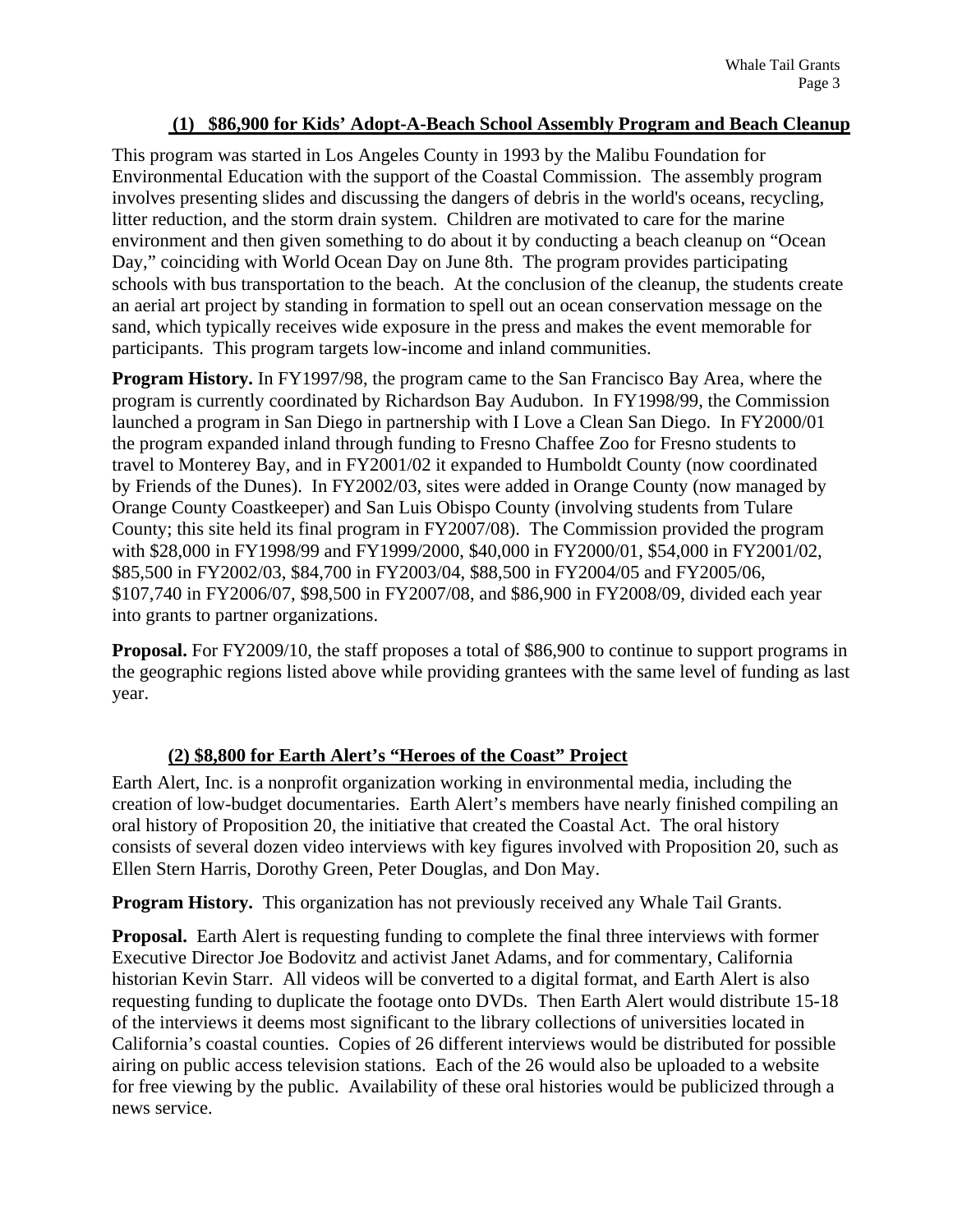### (1) $86,900 for Kids' Adopt-A-Beach School Assembly Program and Beach Cleanup

This program was started in Los Angeles County in 1993 by the Malibu Foundation for Environmental Education with the support of the Coastal Commission. The assembly program involves presenting slides and discussing the dangers of debris in the world's oceans, recycling, litter reduction, and the storm drain system. Children are motivated to care for the marine environment and then given something to do about it by conducting a beach cleanup on "Ocean Day," coinciding with World Ocean Day on June 8th. The program provides participating schools with bus transportation to the beach. At the conclusion of the cleanup, the students create an aerial art project by standing in formation to spell out an ocean conservation message on the sand, which typically receives wide exposure in the press and makes the event memorable for participants. This program targets low-income and inland communities.

**Program History.** In FY1997/98, the program came to the San Francisco Bay Area, where the program is currently coordinated by Richardson Bay Audubon. In FY1998/99, the Commission launched a program in San Diego in partnership with I Love a Clean San Diego. In FY2000/01 the program expanded inland through funding to Fresno Chaffee Zoo for Fresno students to travel to Monterey Bay, and in FY2001/02 it expanded to Humboldt County (now coordinated by Friends of the Dunes). In FY2002/03, sites were added in Orange County (now managed by Orange County Coastkeeper) and San Luis Obispo County (involving students from Tulare County; this site held its final program in FY2007/08). The Commission provided the program with $28,000 in FY1998/99 and FY1999/2000, $40,000 in FY2000/01, $54,000 in FY2001/02, $85,500 in FY2002/03, $84,700 in FY2003/04, $88,500 in FY2004/05 and FY2005/06, $107,740 in FY2006/07, $98,500 in FY2007/08, and $86,900 in FY2008/09, divided each year into grants to partner organizations.

**Proposal.** For FY2009/10, the staff proposes a total of $86,900 to continue to support programs in the geographic regions listed above while providing grantees with the same level of funding as last year.

### (2) $8,800 for Earth Alert's "Heroes of the Coast" Project

Earth Alert, Inc. is a nonprofit organization working in environmental media, including the creation of low-budget documentaries. Earth Alert's members have nearly finished compiling an oral history of Proposition 20, the initiative that created the Coastal Act. The oral history consists of several dozen video interviews with key figures involved with Proposition 20, such as Ellen Stern Harris, Dorothy Green, Peter Douglas, and Don May.

**Program History.** This organization has not previously received any Whale Tail Grants.

**Proposal.** Earth Alert is requesting funding to complete the final three interviews with former Executive Director Joe Bodovitz and activist Janet Adams, and for commentary, California historian Kevin Starr. All videos will be converted to a digital format, and Earth Alert is also requesting funding to duplicate the footage onto DVDs. Then Earth Alert would distribute 15-18 of the interviews it deems most significant to the library collections of universities located in California's coastal counties. Copies of 26 different interviews would be distributed for possible airing on public access television stations. Each of the 26 would also be uploaded to a website for free viewing by the public. Availability of these oral histories would be publicized through a news service.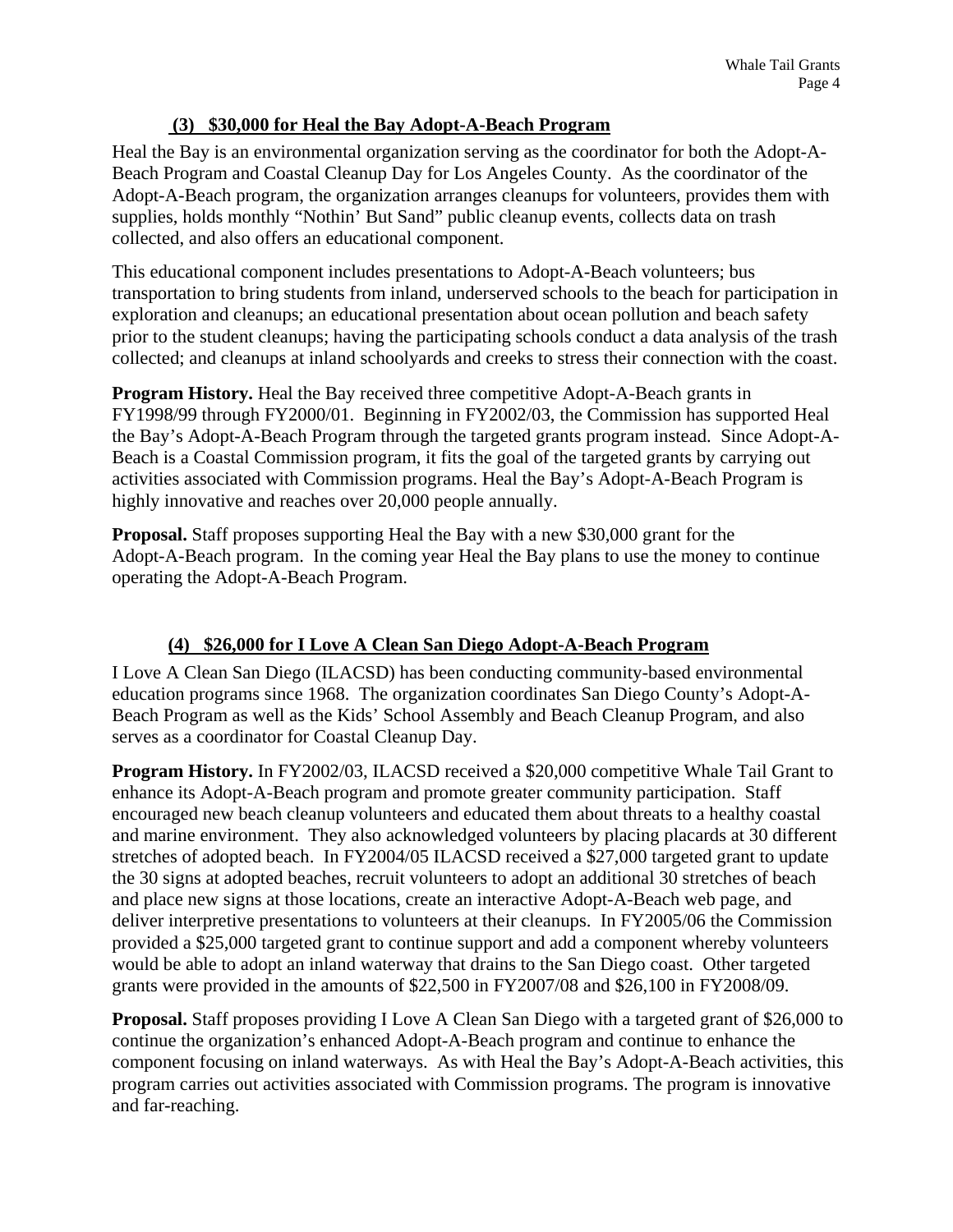### (3) $30,000 for Heal the Bay Adopt-A-Beach Program

Heal the Bay is an environmental organization serving as the coordinator for both the Adopt-A-Beach Program and Coastal Cleanup Day for Los Angeles County. As the coordinator of the Adopt-A-Beach program, the organization arranges cleanups for volunteers, provides them with supplies, holds monthly "Nothin' But Sand" public cleanup events, collects data on trash collected, and also offers an educational component.

This educational component includes presentations to Adopt-A-Beach volunteers; bus transportation to bring students from inland, underserved schools to the beach for participation in exploration and cleanups; an educational presentation about ocean pollution and beach safety prior to the student cleanups; having the participating schools conduct a data analysis of the trash collected; and cleanups at inland schoolyards and creeks to stress their connection with the coast.

**Program History.** Heal the Bay received three competitive Adopt-A-Beach grants in FY1998/99 through FY2000/01. Beginning in FY2002/03, the Commission has supported Heal the Bay's Adopt-A-Beach Program through the targeted grants program instead. Since Adopt-A-Beach is a Coastal Commission program, it fits the goal of the targeted grants by carrying out activities associated with Commission programs. Heal the Bay's Adopt-A-Beach Program is highly innovative and reaches over 20,000 people annually.

**Proposal.** Staff proposes supporting Heal the Bay with a new $30,000 grant for the Adopt-A-Beach program. In the coming year Heal the Bay plans to use the money to continue operating the Adopt-A-Beach Program.

### (4) $26,000 for I Love A Clean San Diego Adopt-A-Beach Program

I Love A Clean San Diego (ILACSD) has been conducting community-based environmental education programs since 1968. The organization coordinates San Diego County's Adopt-A-Beach Program as well as the Kids' School Assembly and Beach Cleanup Program, and also serves as a coordinator for Coastal Cleanup Day.

**Program History.** In FY2002/03, ILACSD received a $20,000 competitive Whale Tail Grant to enhance its Adopt-A-Beach program and promote greater community participation. Staff encouraged new beach cleanup volunteers and educated them about threats to a healthy coastal and marine environment. They also acknowledged volunteers by placing placards at 30 different stretches of adopted beach. In FY2004/05 ILACSD received a $27,000 targeted grant to update the 30 signs at adopted beaches, recruit volunteers to adopt an additional 30 stretches of beach and place new signs at those locations, create an interactive Adopt-A-Beach web page, and deliver interpretive presentations to volunteers at their cleanups. In FY2005/06 the Commission provided a $25,000 targeted grant to continue support and add a component whereby volunteers would be able to adopt an inland waterway that drains to the San Diego coast. Other targeted grants were provided in the amounts of $22,500 in FY2007/08 and $26,100 in FY2008/09.

**Proposal.** Staff proposes providing I Love A Clean San Diego with a targeted grant of $26,000 to continue the organization's enhanced Adopt-A-Beach program and continue to enhance the component focusing on inland waterways. As with Heal the Bay's Adopt-A-Beach activities, this program carries out activities associated with Commission programs. The program is innovative and far-reaching.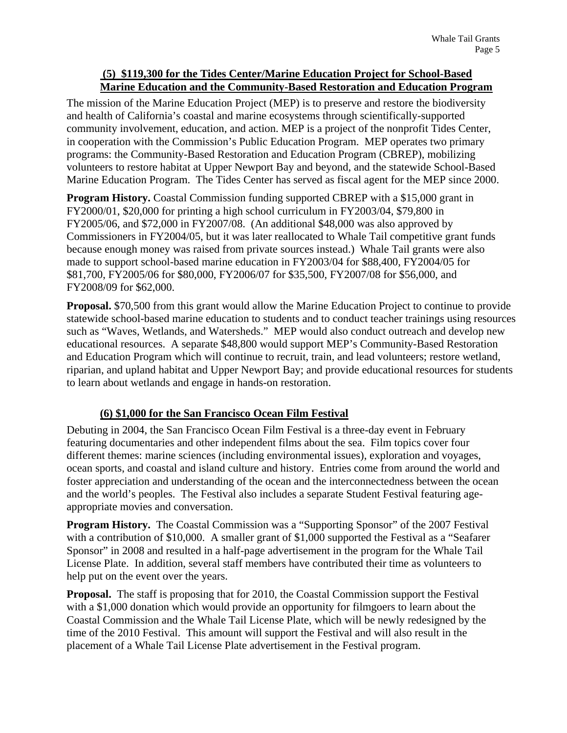## (5) $119,300 for the Tides Center/Marine Education Project for School-Based Marine Education and the Community-Based Restoration and Education Program

The mission of the Marine Education Project (MEP) is to preserve and restore the biodiversity and health of California's coastal and marine ecosystems through scientifically-supported community involvement, education, and action. MEP is a project of the nonprofit Tides Center, in cooperation with the Commission's Public Education Program. MEP operates two primary programs: the Community-Based Restoration and Education Program (CBREP), mobilizing volunteers to restore habitat at Upper Newport Bay and beyond, and the statewide School-Based Marine Education Program. The Tides Center has served as fiscal agent for the MEP since 2000.

**Program History.** Coastal Commission funding supported CBREP with a $15,000 grant in FY2000/01, $20,000 for printing a high school curriculum in FY2003/04, $79,800 in FY2005/06, and $72,000 in FY2007/08. (An additional $48,000 was also approved by Commissioners in FY2004/05, but it was later reallocated to Whale Tail competitive grant funds because enough money was raised from private sources instead.) Whale Tail grants were also made to support school-based marine education in FY2003/04 for $88,400, FY2004/05 for $81,700, FY2005/06 for $80,000, FY2006/07 for $35,500, FY2007/08 for $56,000, and FY2008/09 for $62,000.

**Proposal.** $70,500 from this grant would allow the Marine Education Project to continue to provide statewide school-based marine education to students and to conduct teacher trainings using resources such as "Waves, Wetlands, and Watersheds." MEP would also conduct outreach and develop new educational resources. A separate $48,800 would support MEP's Community-Based Restoration and Education Program which will continue to recruit, train, and lead volunteers; restore wetland, riparian, and upland habitat and Upper Newport Bay; and provide educational resources for students to learn about wetlands and engage in hands-on restoration.

## (6) $1,000 for the San Francisco Ocean Film Festival

Debuting in 2004, the San Francisco Ocean Film Festival is a three-day event in February featuring documentaries and other independent films about the sea. Film topics cover four different themes: marine sciences (including environmental issues), exploration and voyages, ocean sports, and coastal and island culture and history. Entries come from around the world and foster appreciation and understanding of the ocean and the interconnectedness between the ocean and the world's peoples. The Festival also includes a separate Student Festival featuring age-appropriate movies and conversation.

**Program History.** The Coastal Commission was a "Supporting Sponsor" of the 2007 Festival with a contribution of $10,000. A smaller grant of $1,000 supported the Festival as a "Seafarer Sponsor" in 2008 and resulted in a half-page advertisement in the program for the Whale Tail License Plate. In addition, several staff members have contributed their time as volunteers to help put on the event over the years.

**Proposal.** The staff is proposing that for 2010, the Coastal Commission support the Festival with a $1,000 donation which would provide an opportunity for filmgoers to learn about the Coastal Commission and the Whale Tail License Plate, which will be newly redesigned by the time of the 2010 Festival. This amount will support the Festival and will also result in the placement of a Whale Tail License Plate advertisement in the Festival program.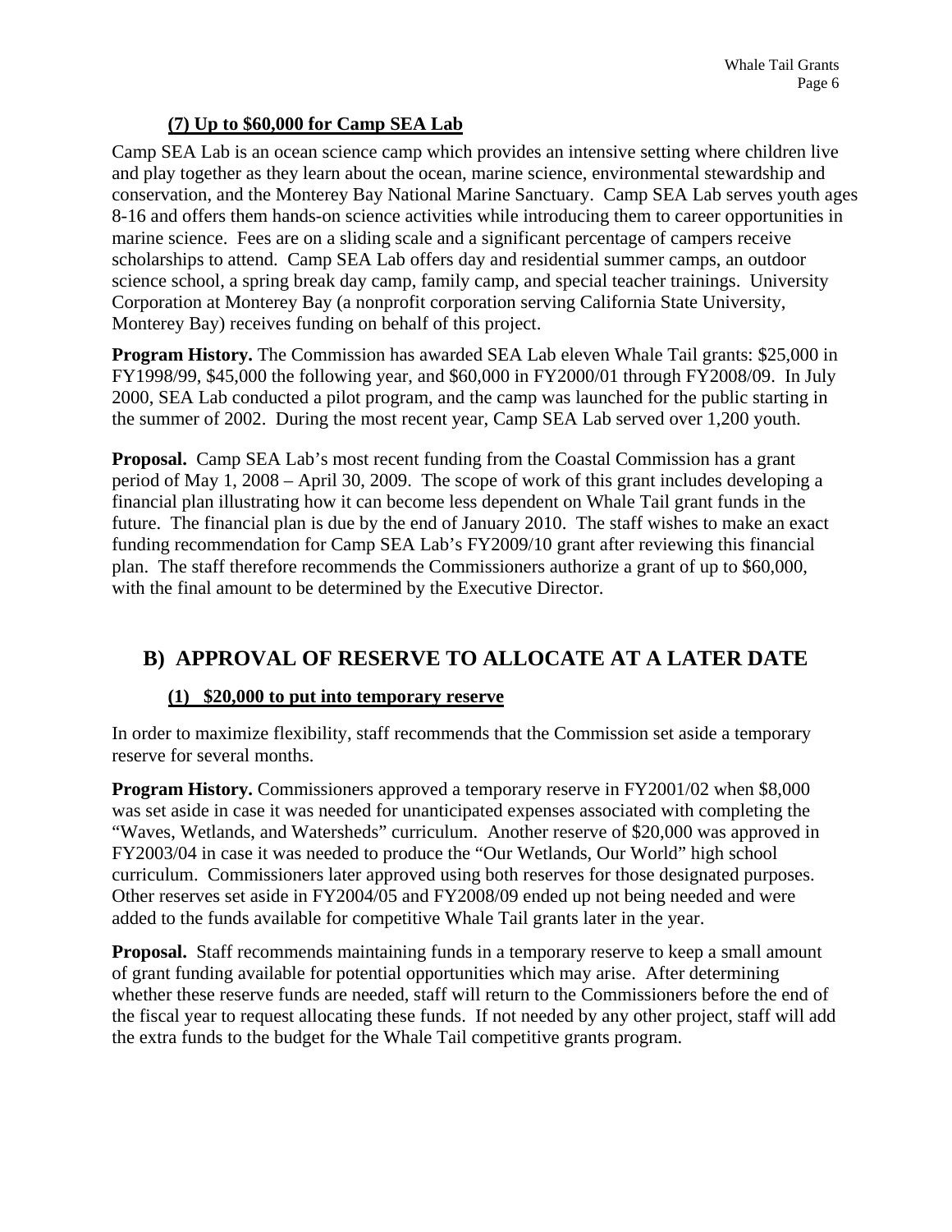### (7) Up to $60,000 for Camp SEA Lab

Camp SEA Lab is an ocean science camp which provides an intensive setting where children live and play together as they learn about the ocean, marine science, environmental stewardship and conservation, and the Monterey Bay National Marine Sanctuary. Camp SEA Lab serves youth ages 8-16 and offers them hands-on science activities while introducing them to career opportunities in marine science. Fees are on a sliding scale and a significant percentage of campers receive scholarships to attend. Camp SEA Lab offers day and residential summer camps, an outdoor science school, a spring break day camp, family camp, and special teacher trainings. University Corporation at Monterey Bay (a nonprofit corporation serving California State University, Monterey Bay) receives funding on behalf of this project.

**Program History.** The Commission has awarded SEA Lab eleven Whale Tail grants: $25,000 in FY1998/99, $45,000 the following year, and $60,000 in FY2000/01 through FY2008/09. In July 2000, SEA Lab conducted a pilot program, and the camp was launched for the public starting in the summer of 2002. During the most recent year, Camp SEA Lab served over 1,200 youth.

**Proposal.** Camp SEA Lab's most recent funding from the Coastal Commission has a grant period of May 1, 2008 – April 30, 2009. The scope of work of this grant includes developing a financial plan illustrating how it can become less dependent on Whale Tail grant funds in the future. The financial plan is due by the end of January 2010. The staff wishes to make an exact funding recommendation for Camp SEA Lab's FY2009/10 grant after reviewing this financial plan. The staff therefore recommends the Commissioners authorize a grant of up to $60,000, with the final amount to be determined by the Executive Director.

## B) APPROVAL OF RESERVE TO ALLOCATE AT A LATER DATE

### (1) $20,000 to put into temporary reserve

In order to maximize flexibility, staff recommends that the Commission set aside a temporary reserve for several months.

**Program History.** Commissioners approved a temporary reserve in FY2001/02 when $8,000 was set aside in case it was needed for unanticipated expenses associated with completing the "Waves, Wetlands, and Watersheds" curriculum. Another reserve of $20,000 was approved in FY2003/04 in case it was needed to produce the "Our Wetlands, Our World" high school curriculum. Commissioners later approved using both reserves for those designated purposes. Other reserves set aside in FY2004/05 and FY2008/09 ended up not being needed and were added to the funds available for competitive Whale Tail grants later in the year.

**Proposal.** Staff recommends maintaining funds in a temporary reserve to keep a small amount of grant funding available for potential opportunities which may arise. After determining whether these reserve funds are needed, staff will return to the Commissioners before the end of the fiscal year to request allocating these funds. If not needed by any other project, staff will add the extra funds to the budget for the Whale Tail competitive grants program.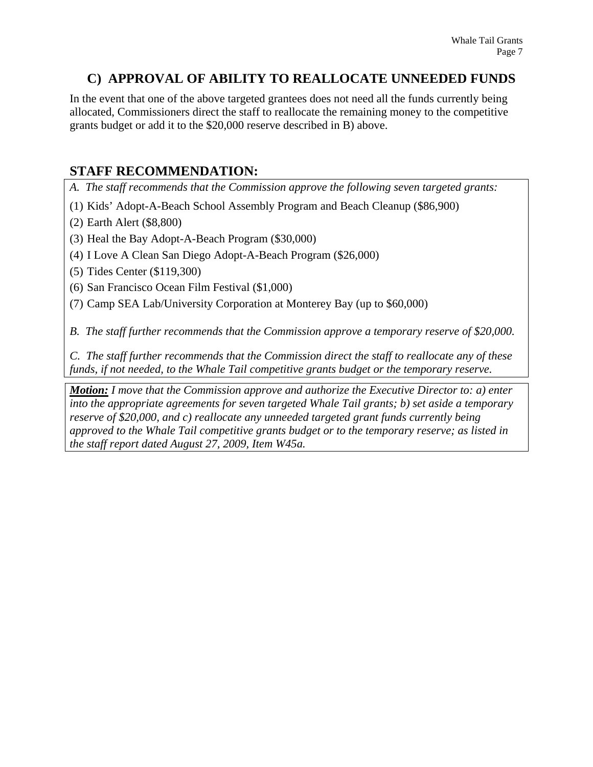## C) APPROVAL OF ABILITY TO REALLOCATE UNNEEDED FUNDS

In the event that one of the above targeted grantees does not need all the funds currently being allocated, Commissioners direct the staff to reallocate the remaining money to the competitive grants budget or add it to the $20,000 reserve described in B) above.

## STAFF RECOMMENDATION:

*A. The staff recommends that the Commission approve the following seven targeted grants:*

(1) Kids' Adopt-A-Beach School Assembly Program and Beach Cleanup ($86,900)

(2) Earth Alert ($8,800)

(3) Heal the Bay Adopt-A-Beach Program ($30,000)

(4) I Love A Clean San Diego Adopt-A-Beach Program ($26,000)

(5) Tides Center ($119,300)

(6) San Francisco Ocean Film Festival ($1,000)

(7) Camp SEA Lab/University Corporation at Monterey Bay (up to $60,000)

*B. The staff further recommends that the Commission approve a temporary reserve of $20,000.*

*C. The staff further recommends that the Commission direct the staff to reallocate any of these funds, if not needed, to the Whale Tail competitive grants budget or the temporary reserve.*

***Motion:*** *I move that the Commission approve and authorize the Executive Director to: a) enter into the appropriate agreements for seven targeted Whale Tail grants; b) set aside a temporary reserve of $20,000, and c) reallocate any unneeded targeted grant funds currently being approved to the Whale Tail competitive grants budget or to the temporary reserve; as listed in the staff report dated August 27, 2009, Item W45a.*